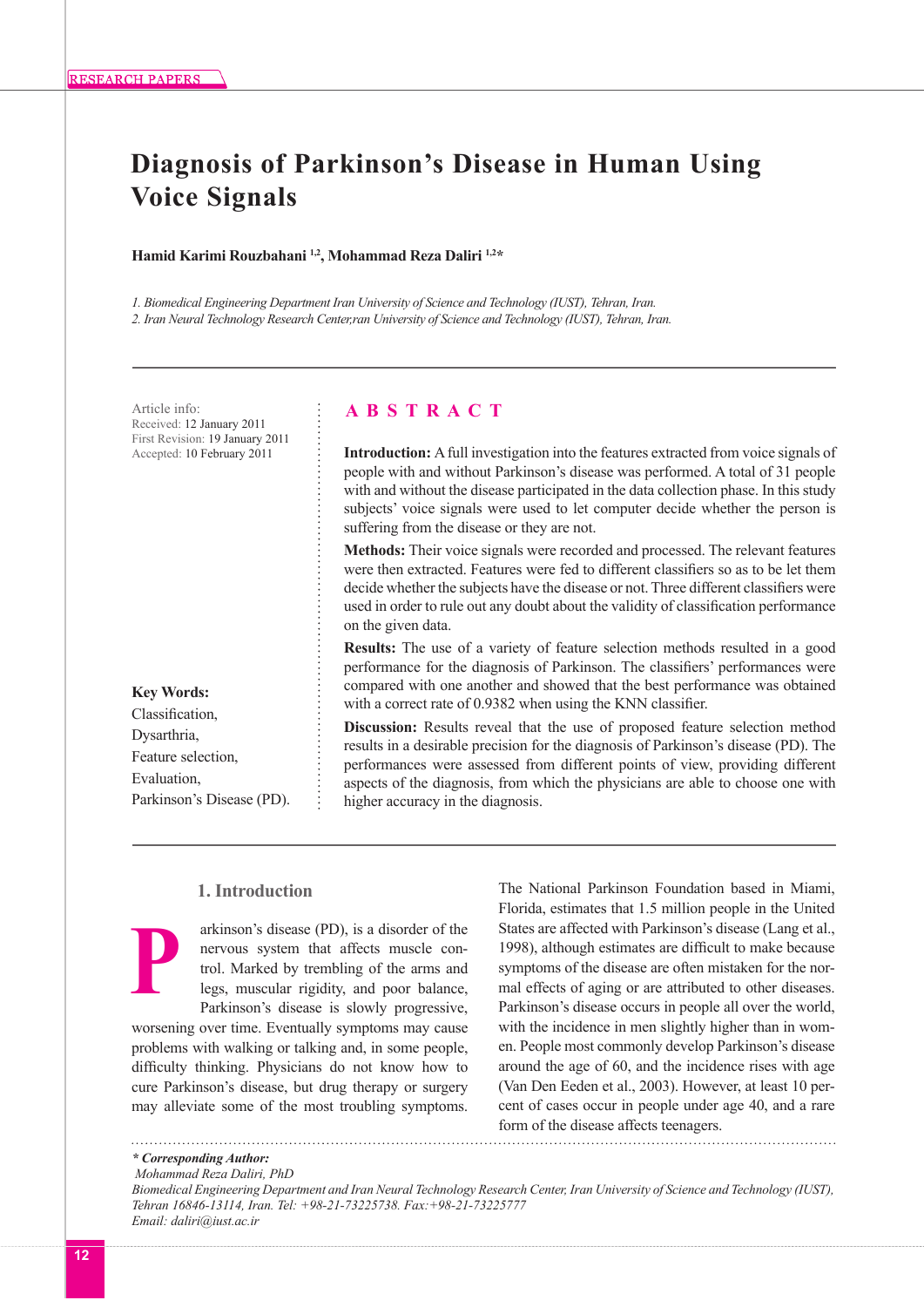RESEARCH PAPERS

# Diagnosis of Parkinson's Disease in Human Using Voice Signals

**Hamid Karimi Rouzbahani [1,2], Mohammad Reza Daliri [1,2*]**

*1. Biomedical Engineering Department Iran University of Science and Technology (IUST), Tehran, Iran.*
*2. Iran Neural Technology Research Center,ran University of Science and Technology (IUST), Tehran, Iran.*

Article info:
Received: 12 January 2011
First Revision: 19 January 2011
Accepted: 10 February 2011

**Key Words:**
Classification,
Dysarthria,
Feature selection,
Evaluation,
Parkinson's Disease (PD).

## ABSTRACT

**Introduction:** A full investigation into the features extracted from voice signals of people with and without Parkinson's disease was performed. A total of 31 people with and without the disease participated in the data collection phase. In this study subjects' voice signals were used to let computer decide whether the person is suffering from the disease or they are not.

**Methods:** Their voice signals were recorded and processed. The relevant features were then extracted. Features were fed to different classifiers so as to be let them decide whether the subjects have the disease or not. Three different classifiers were used in order to rule out any doubt about the validity of classification performance on the given data.

**Results:** The use of a variety of feature selection methods resulted in a good performance for the diagnosis of Parkinson. The classifiers' performances were compared with one another and showed that the best performance was obtained with a correct rate of 0.9382 when using the KNN classifier.

**Discussion:** Results reveal that the use of proposed feature selection method results in a desirable precision for the diagnosis of Parkinson's disease (PD). The performances were assessed from different points of view, providing different aspects of the diagnosis, from which the physicians are able to choose one with higher accuracy in the diagnosis.

## 1. Introduction

Parkinson's disease (PD), is a disorder of the nervous system that affects muscle control. Marked by trembling of the arms and legs, muscular rigidity, and poor balance, Parkinson's disease is slowly progressive, worsening over time. Eventually symptoms may cause problems with walking or talking and, in some people, difficulty thinking. Physicians do not know how to cure Parkinson's disease, but drug therapy or surgery may alleviate some of the most troubling symptoms.

The National Parkinson Foundation based in Miami, Florida, estimates that 1.5 million people in the United States are affected with Parkinson's disease (Lang et al., 1998), although estimates are difficult to make because symptoms of the disease are often mistaken for the normal effects of aging or are attributed to other diseases. Parkinson's disease occurs in people all over the world, with the incidence in men slightly higher than in women. People most commonly develop Parkinson's disease around the age of 60, and the incidence rises with age (Van Den Eeden et al., 2003). However, at least 10 percent of cases occur in people under age 40, and a rare form of the disease affects teenagers.

***Corresponding Author:***
*Mohammad Reza Daliri, PhD*
*Biomedical Engineering Department and Iran Neural Technology Research Center, Iran University of Science and Technology (IUST), Tehran 16846-13114, Iran. Tel: +98-21-73225738. Fax:+98-21-73225777*
*Email: daliri@iust.ac.ir*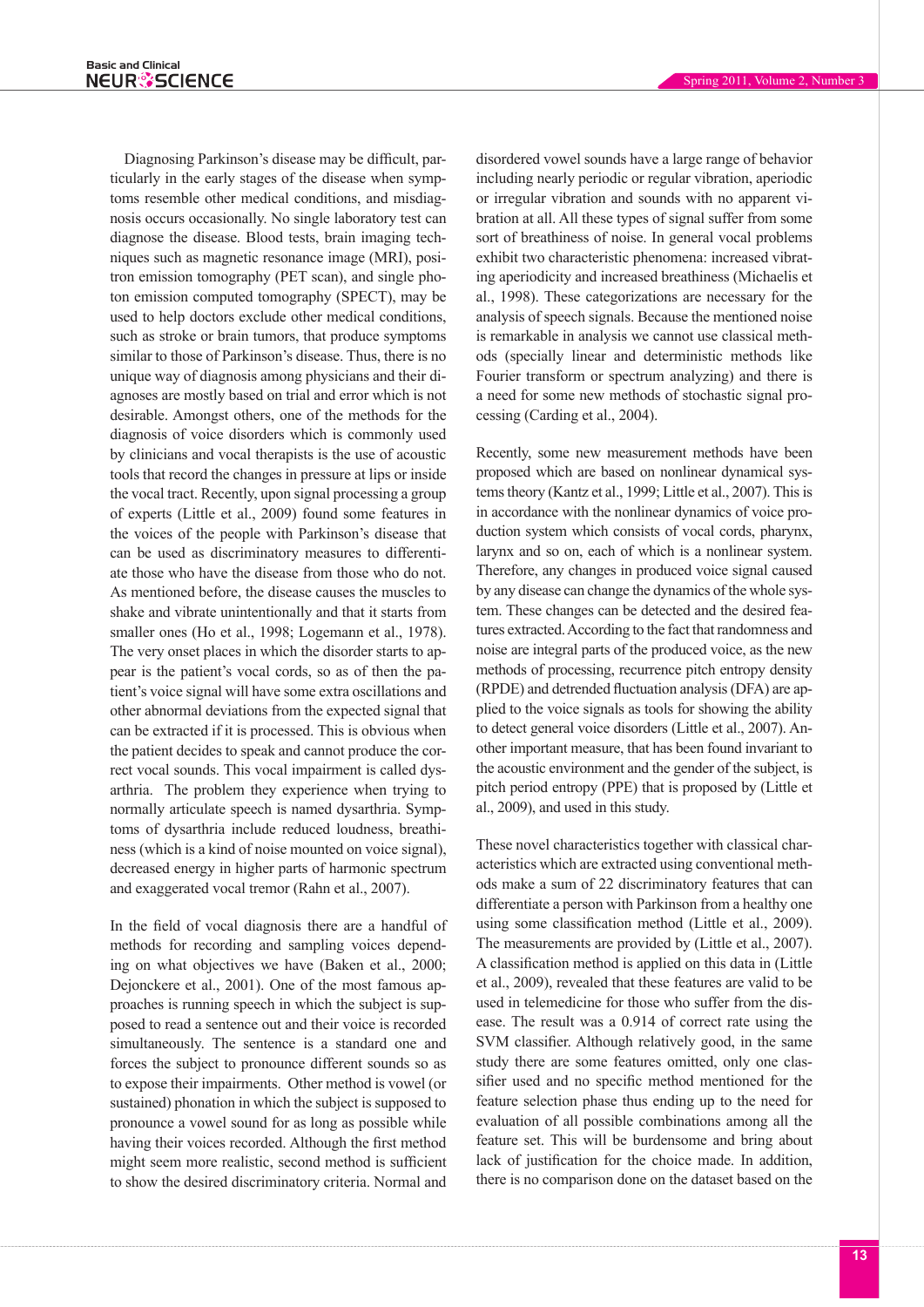Diagnosing Parkinson's disease may be difficult, particularly in the early stages of the disease when symptoms resemble other medical conditions, and misdiagnosis occurs occasionally. No single laboratory test can diagnose the disease. Blood tests, brain imaging techniques such as magnetic resonance image (MRI), positron emission tomography (PET scan), and single photon emission computed tomography (SPECT), may be used to help doctors exclude other medical conditions, such as stroke or brain tumors, that produce symptoms similar to those of Parkinson's disease. Thus, there is no unique way of diagnosis among physicians and their diagnoses are mostly based on trial and error which is not desirable. Amongst others, one of the methods for the diagnosis of voice disorders which is commonly used by clinicians and vocal therapists is the use of acoustic tools that record the changes in pressure at lips or inside the vocal tract. Recently, upon signal processing a group of experts (Little et al., 2009) found some features in the voices of the people with Parkinson's disease that can be used as discriminatory measures to differentiate those who have the disease from those who do not. As mentioned before, the disease causes the muscles to shake and vibrate unintentionally and that it starts from smaller ones (Ho et al., 1998; Logemann et al., 1978). The very onset places in which the disorder starts to appear is the patient's vocal cords, so as of then the patient's voice signal will have some extra oscillations and other abnormal deviations from the expected signal that can be extracted if it is processed. This is obvious when the patient decides to speak and cannot produce the correct vocal sounds. This vocal impairment is called dysarthria. The problem they experience when trying to normally articulate speech is named dysarthria. Symptoms of dysarthria include reduced loudness, breathiness (which is a kind of noise mounted on voice signal), decreased energy in higher parts of harmonic spectrum and exaggerated vocal tremor (Rahn et al., 2007).

In the field of vocal diagnosis there are a handful of methods for recording and sampling voices depending on what objectives we have (Baken et al., 2000; Dejonckere et al., 2001). One of the most famous approaches is running speech in which the subject is supposed to read a sentence out and their voice is recorded simultaneously. The sentence is a standard one and forces the subject to pronounce different sounds so as to expose their impairments. Other method is vowel (or sustained) phonation in which the subject is supposed to pronounce a vowel sound for as long as possible while having their voices recorded. Although the first method might seem more realistic, second method is sufficient to show the desired discriminatory criteria. Normal and disordered vowel sounds have a large range of behavior including nearly periodic or regular vibration, aperiodic or irregular vibration and sounds with no apparent vibration at all. All these types of signal suffer from some sort of breathiness of noise. In general vocal problems exhibit two characteristic phenomena: increased vibrating aperiodicity and increased breathiness (Michaelis et al., 1998). These categorizations are necessary for the analysis of speech signals. Because the mentioned noise is remarkable in analysis we cannot use classical methods (specially linear and deterministic methods like Fourier transform or spectrum analyzing) and there is a need for some new methods of stochastic signal processing (Carding et al., 2004).

Recently, some new measurement methods have been proposed which are based on nonlinear dynamical systems theory (Kantz et al., 1999; Little et al., 2007). This is in accordance with the nonlinear dynamics of voice production system which consists of vocal cords, pharynx, larynx and so on, each of which is a nonlinear system. Therefore, any changes in produced voice signal caused by any disease can change the dynamics of the whole system. These changes can be detected and the desired features extracted. According to the fact that randomness and noise are integral parts of the produced voice, as the new methods of processing, recurrence pitch entropy density (RPDE) and detrended fluctuation analysis (DFA) are applied to the voice signals as tools for showing the ability to detect general voice disorders (Little et al., 2007). Another important measure, that has been found invariant to the acoustic environment and the gender of the subject, is pitch period entropy (PPE) that is proposed by (Little et al., 2009), and used in this study.

These novel characteristics together with classical characteristics which are extracted using conventional methods make a sum of 22 discriminatory features that can differentiate a person with Parkinson from a healthy one using some classification method (Little et al., 2009). The measurements are provided by (Little et al., 2007). A classification method is applied on this data in (Little et al., 2009), revealed that these features are valid to be used in telemedicine for those who suffer from the disease. The result was a 0.914 of correct rate using the SVM classifier. Although relatively good, in the same study there are some features omitted, only one classifier used and no specific method mentioned for the feature selection phase thus ending up to the need for evaluation of all possible combinations among all the feature set. This will be burdensome and bring about lack of justification for the choice made. In addition, there is no comparison done on the dataset based on the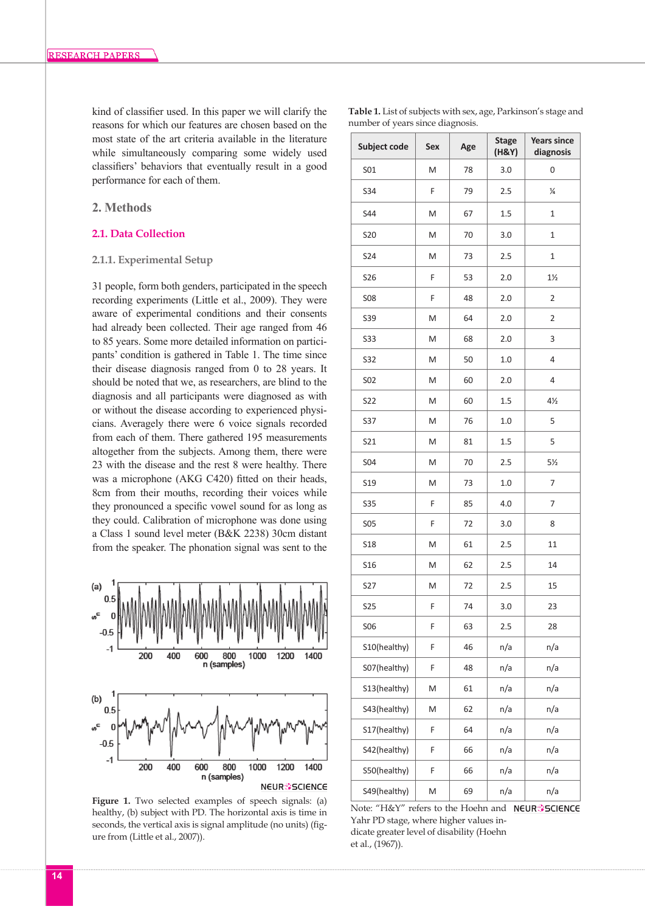kind of classifier used. In this paper we will clarify the reasons for which our features are chosen based on the most state of the art criteria available in the literature while simultaneously comparing some widely used classifiers' behaviors that eventually result in a good performance for each of them.

## 2. Methods

### 2.1. Data Collection

#### 2.1.1. Experimental Setup

31 people, form both genders, participated in the speech recording experiments (Little et al., 2009). They were aware of experimental conditions and their consents had already been collected. Their age ranged from 46 to 85 years. Some more detailed information on participants' condition is gathered in Table 1. The time since their disease diagnosis ranged from 0 to 28 years. It should be noted that we, as researchers, are blind to the diagnosis and all participants were diagnosed as with or without the disease according to experienced physicians. Averagely there were 6 voice signals recorded from each of them. There gathered 195 measurements altogether from the subjects. Among them, there were 23 with the disease and the rest 8 were healthy. There was a microphone (AKG C420) fitted on their heads, 8cm from their mouths, recording their voices while they pronounced a specific vowel sound for as long as they could. Calibration of microphone was done using a Class 1 sound level meter (B&K 2238) 30cm distant from the speaker. The phonation signal was sent to the

**Figure 1.** Two selected examples of speech signals: (a) healthy, (b) subject with PD. The horizontal axis is time in seconds, the vertical axis is signal amplitude (no units) (figure from (Little et al., 2007)).

**Table 1.** List of subjects with sex, age, Parkinson's stage and number of years since diagnosis.

| Subject code | Sex | Age | Stage (H&Y) | Years since diagnosis |
|---|---|---|---|---|
| S01 | M | 78 | 3.0 | 0 |
| S34 | F | 79 | 2.5 | ¼ |
| S44 | M | 67 | 1.5 | 1 |
| S20 | M | 70 | 3.0 | 1 |
| S24 | M | 73 | 2.5 | 1 |
| S26 | F | 53 | 2.0 | 1½ |
| S08 | F | 48 | 2.0 | 2 |
| S39 | M | 64 | 2.0 | 2 |
| S33 | M | 68 | 2.0 | 3 |
| S32 | M | 50 | 1.0 | 4 |
| S02 | M | 60 | 2.0 | 4 |
| S22 | M | 60 | 1.5 | 4½ |
| S37 | M | 76 | 1.0 | 5 |
| S21 | M | 81 | 1.5 | 5 |
| S04 | M | 70 | 2.5 | 5½ |
| S19 | M | 73 | 1.0 | 7 |
| S35 | F | 85 | 4.0 | 7 |
| S05 | F | 72 | 3.0 | 8 |
| S18 | M | 61 | 2.5 | 11 |
| S16 | M | 62 | 2.5 | 14 |
| S27 | M | 72 | 2.5 | 15 |
| S25 | F | 74 | 3.0 | 23 |
| S06 | F | 63 | 2.5 | 28 |
| S10(healthy) | F | 46 | n/a | n/a |
| S07(healthy) | F | 48 | n/a | n/a |
| S13(healthy) | M | 61 | n/a | n/a |
| S43(healthy) | M | 62 | n/a | n/a |
| S17(healthy) | F | 64 | n/a | n/a |
| S42(healthy) | F | 66 | n/a | n/a |
| S50(healthy) | F | 66 | n/a | n/a |
| S49(healthy) | M | 69 | n/a | n/a |

Note: "H&Y" refers to the Hoehn and Yahr PD stage, where higher values indicate greater level of disability (Hoehn et al., (1967)).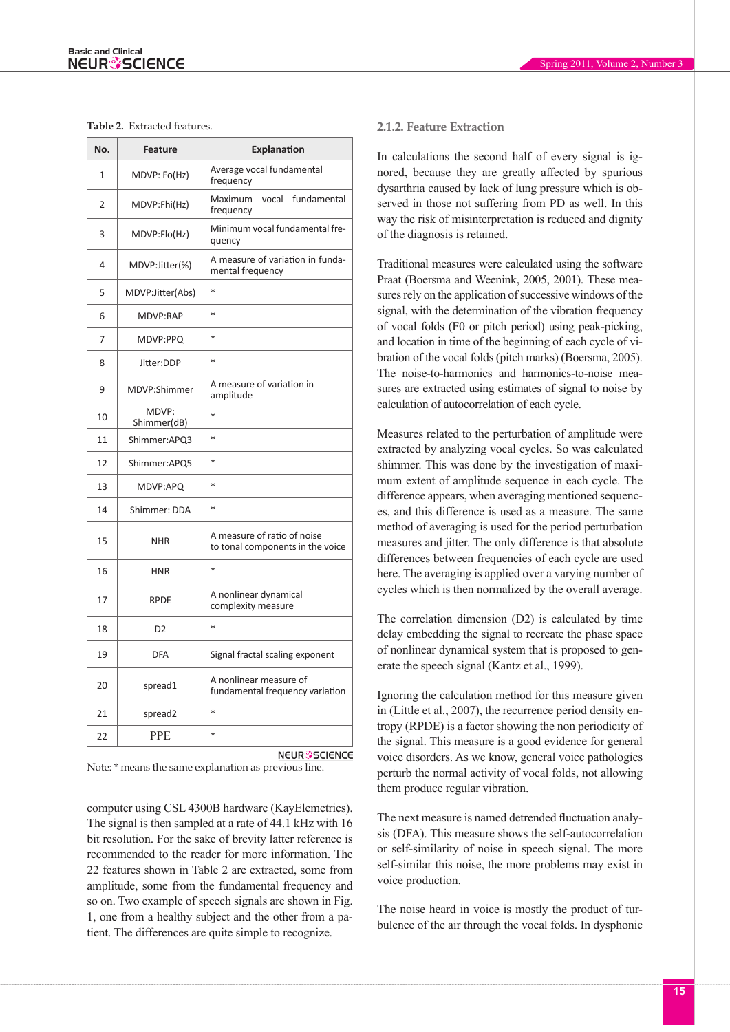**Table 2.** Extracted features.

| No. | Feature | Explanation |
|---|---|---|
| 1 | MDVP: Fo(Hz) | Average vocal fundamental frequency |
| 2 | MDVP:Fhi(Hz) | Maximum vocal fundamental frequency |
| 3 | MDVP:Flo(Hz) | Minimum vocal fundamental frequency |
| 4 | MDVP:Jitter(%) | A measure of variation in fundamental frequency |
| 5 | MDVP:Jitter(Abs) | * |
| 6 | MDVP:RAP | * |
| 7 | MDVP:PPQ | * |
| 8 | Jitter:DDP | * |
| 9 | MDVP:Shimmer | A measure of variation in amplitude |
| 10 | MDVP: Shimmer(dB) | * |
| 11 | Shimmer:APQ3 | * |
| 12 | Shimmer:APQ5 | * |
| 13 | MDVP:APQ | * |
| 14 | Shimmer: DDA | * |
| 15 | NHR | A measure of ratio of noise to tonal components in the voice |
| 16 | HNR | * |
| 17 | RPDE | A nonlinear dynamical complexity measure |
| 18 | D2 | * |
| 19 | DFA | Signal fractal scaling exponent |
| 20 | spread1 | A nonlinear measure of fundamental frequency variation |
| 21 | spread2 | * |
| 22 | PPE | * |

Note: * means the same explanation as previous line.

computer using CSL 4300B hardware (KayElemetrics). The signal is then sampled at a rate of 44.1 kHz with 16 bit resolution. For the sake of brevity latter reference is recommended to the reader for more information. The 22 features shown in Table 2 are extracted, some from amplitude, some from the fundamental frequency and so on. Two example of speech signals are shown in Fig. 1, one from a healthy subject and the other from a patient. The differences are quite simple to recognize.

### 2.1.2. Feature Extraction

In calculations the second half of every signal is ignored, because they are greatly affected by spurious dysarthria caused by lack of lung pressure which is observed in those not suffering from PD as well. In this way the risk of misinterpretation is reduced and dignity of the diagnosis is retained.

Traditional measures were calculated using the software Praat (Boersma and Weenink, 2005, 2001). These measures rely on the application of successive windows of the signal, with the determination of the vibration frequency of vocal folds (F0 or pitch period) using peak-picking, and location in time of the beginning of each cycle of vibration of the vocal folds (pitch marks) (Boersma, 2005). The noise-to-harmonics and harmonics-to-noise measures are extracted using estimates of signal to noise by calculation of autocorrelation of each cycle.

Measures related to the perturbation of amplitude were extracted by analyzing vocal cycles. So was calculated shimmer. This was done by the investigation of maximum extent of amplitude sequence in each cycle. The difference appears, when averaging mentioned sequences, and this difference is used as a measure. The same method of averaging is used for the period perturbation measures and jitter. The only difference is that absolute differences between frequencies of each cycle are used here. The averaging is applied over a varying number of cycles which is then normalized by the overall average.

The correlation dimension (D2) is calculated by time delay embedding the signal to recreate the phase space of nonlinear dynamical system that is proposed to generate the speech signal (Kantz et al., 1999).

Ignoring the calculation method for this measure given in (Little et al., 2007), the recurrence period density entropy (RPDE) is a factor showing the non periodicity of the signal. This measure is a good evidence for general voice disorders. As we know, general voice pathologies perturb the normal activity of vocal folds, not allowing them produce regular vibration.

The next measure is named detrended fluctuation analysis (DFA). This measure shows the self-autocorrelation or self-similarity of noise in speech signal. The more self-similar this noise, the more problems may exist in voice production.

The noise heard in voice is mostly the product of turbulence of the air through the vocal folds. In dysphonic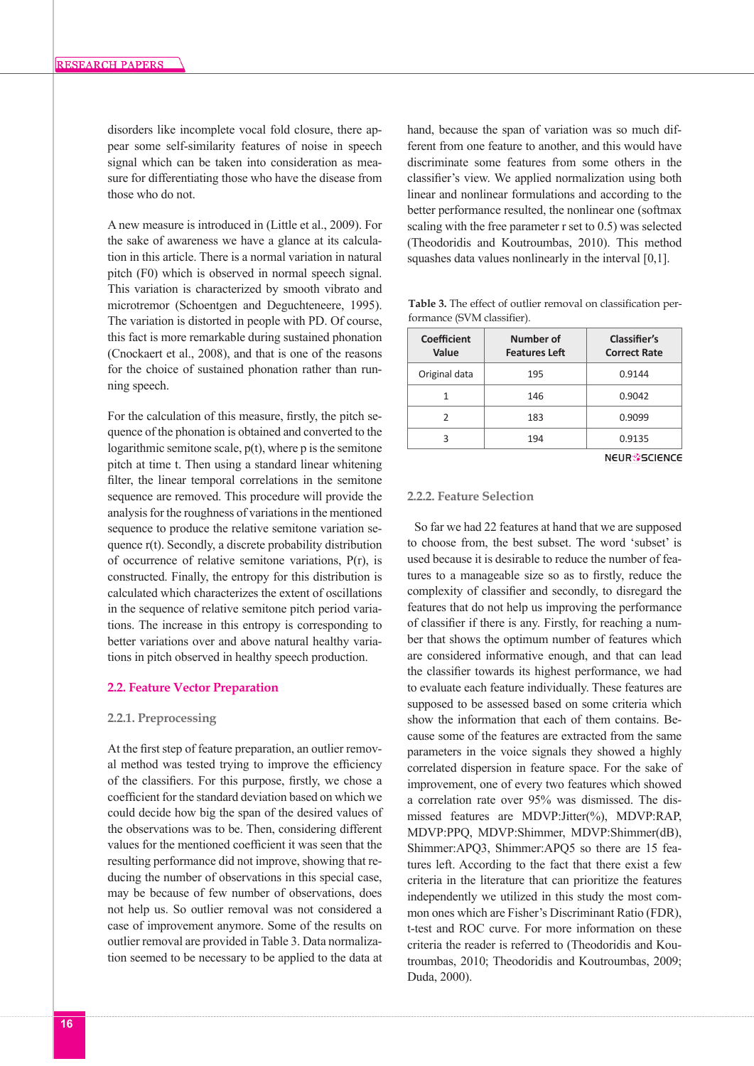disorders like incomplete vocal fold closure, there appear some self-similarity features of noise in speech signal which can be taken into consideration as measure for differentiating those who have the disease from those who do not.

A new measure is introduced in (Little et al., 2009). For the sake of awareness we have a glance at its calculation in this article. There is a normal variation in natural pitch (F0) which is observed in normal speech signal. This variation is characterized by smooth vibrato and microtremor (Schoentgen and Deguchteneere, 1995). The variation is distorted in people with PD. Of course, this fact is more remarkable during sustained phonation (Cnockaert et al., 2008), and that is one of the reasons for the choice of sustained phonation rather than running speech.

For the calculation of this measure, firstly, the pitch sequence of the phonation is obtained and converted to the logarithmic semitone scale, p(t), where p is the semitone pitch at time t. Then using a standard linear whitening filter, the linear temporal correlations in the semitone sequence are removed. This procedure will provide the analysis for the roughness of variations in the mentioned sequence to produce the relative semitone variation sequence r(t). Secondly, a discrete probability distribution of occurrence of relative semitone variations, P(r), is constructed. Finally, the entropy for this distribution is calculated which characterizes the extent of oscillations in the sequence of relative semitone pitch period variations. The increase in this entropy is corresponding to better variations over and above natural healthy variations in pitch observed in healthy speech production.

## 2.2. Feature Vector Preparation

### 2.2.1. Preprocessing

At the first step of feature preparation, an outlier removal method was tested trying to improve the efficiency of the classifiers. For this purpose, firstly, we chose a coefficient for the standard deviation based on which we could decide how big the span of the desired values of the observations was to be. Then, considering different values for the mentioned coefficient it was seen that the resulting performance did not improve, showing that reducing the number of observations in this special case, may be because of few number of observations, does not help us. So outlier removal was not considered a case of improvement anymore. Some of the results on outlier removal are provided in Table 3. Data normalization seemed to be necessary to be applied to the data at hand, because the span of variation was so much different from one feature to another, and this would have discriminate some features from some others in the classifier's view. We applied normalization using both linear and nonlinear formulations and according to the better performance resulted, the nonlinear one (softmax scaling with the free parameter r set to 0.5) was selected (Theodoridis and Koutroumbas, 2010). This method squashes data values nonlinearly in the interval [0,1].

**Table 3.** The effect of outlier removal on classification performance (SVM classifier).

| Coefficient Value | Number of Features Left | Classifier's Correct Rate |
|---|---|---|
| Original data | 195 | 0.9144 |
| 1 | 146 | 0.9042 |
| 2 | 183 | 0.9099 |
| 3 | 194 | 0.9135 |

### 2.2.2. Feature Selection

So far we had 22 features at hand that we are supposed to choose from, the best subset. The word 'subset' is used because it is desirable to reduce the number of features to a manageable size so as to firstly, reduce the complexity of classifier and secondly, to disregard the features that do not help us improving the performance of classifier if there is any. Firstly, for reaching a number that shows the optimum number of features which are considered informative enough, and that can lead the classifier towards its highest performance, we had to evaluate each feature individually. These features are supposed to be assessed based on some criteria which show the information that each of them contains. Because some of the features are extracted from the same parameters in the voice signals they showed a highly correlated dispersion in feature space. For the sake of improvement, one of every two features which showed a correlation rate over 95% was dismissed. The dismissed features are MDVP:Jitter(%), MDVP:RAP, MDVP:PPQ, MDVP:Shimmer, MDVP:Shimmer(dB), Shimmer:APQ3, Shimmer:APQ5 so there are 15 features left. According to the fact that there exist a few criteria in the literature that can prioritize the features independently we utilized in this study the most common ones which are Fisher's Discriminant Ratio (FDR), t-test and ROC curve. For more information on these criteria the reader is referred to (Theodoridis and Koutroumbas, 2010; Theodoridis and Koutroumbas, 2009; Duda, 2000).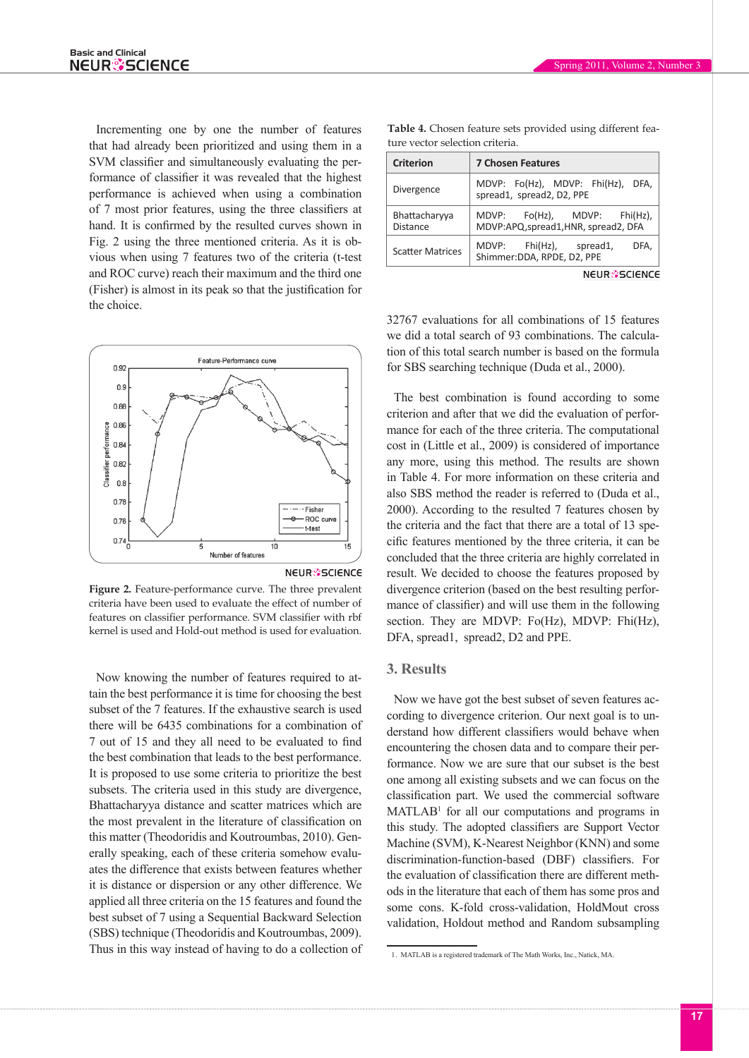Incrementing one by one the number of features that had already been prioritized and using them in a SVM classifier and simultaneously evaluating the performance of classifier it was revealed that the highest performance is achieved when using a combination of 7 most prior features, using the three classifiers at hand. It is confirmed by the resulted curves shown in Fig. 2 using the three mentioned criteria. As it is obvious when using 7 features two of the criteria (t-test and ROC curve) reach their maximum and the third one (Fisher) is almost in its peak so that the justification for the choice.

**Figure 2.** Feature-performance curve. The three prevalent criteria have been used to evaluate the effect of number of features on classifier performance. SVM classifier with rbf kernel is used and Hold-out method is used for evaluation.

Now knowing the number of features required to attain the best performance it is time for choosing the best subset of the 7 features. If the exhaustive search is used there will be 6435 combinations for a combination of 7 out of 15 and they all need to be evaluated to find the best combination that leads to the best performance. It is proposed to use some criteria to prioritize the best subsets. The criteria used in this study are divergence, Bhattacharyya distance and scatter matrices which are the most prevalent in the literature of classification on this matter (Theodoridis and Koutroumbas, 2010). Generally speaking, each of these criteria somehow evaluates the difference that exists between features whether it is distance or dispersion or any other difference. We applied all three criteria on the 15 features and found the best subset of 7 using a Sequential Backward Selection (SBS) technique (Theodoridis and Koutroumbas, 2009). Thus in this way instead of having to do a collection of 32767 evaluations for all combinations of 15 features we did a total search of 93 combinations. The calculation of this total search number is based on the formula for SBS searching technique (Duda et al., 2000).

**Table 4.** Chosen feature sets provided using different feature vector selection criteria.

| Criterion | 7 Chosen Features |
|---|---|
| Divergence | MDVP: Fo(Hz), MDVP: Fhi(Hz), DFA, spread1, spread2, D2, PPE |
| Bhattacharyya Distance | MDVP: Fo(Hz), MDVP: Fhi(Hz), MDVP:APQ,spread1,HNR, spread2, DFA |
| Scatter Matrices | MDVP: Fhi(Hz), spread1, DFA, Shimmer:DDA, RPDE, D2, PPE |

The best combination is found according to some criterion and after that we did the evaluation of performance for each of the three criteria. The computational cost in (Little et al., 2009) is considered of importance any more, using this method. The results are shown in Table 4. For more information on these criteria and also SBS method the reader is referred to (Duda et al., 2000). According to the resulted 7 features chosen by the criteria and the fact that there are a total of 13 specific features mentioned by the three criteria, it can be concluded that the three criteria are highly correlated in result. We decided to choose the features proposed by divergence criterion (based on the best resulting performance of classifier) and will use them in the following section. They are MDVP: Fo(Hz), MDVP: Fhi(Hz), DFA, spread1, spread2, D2 and PPE.

## 3. Results

Now we have got the best subset of seven features according to divergence criterion. Our next goal is to understand how different classifiers would behave when encountering the chosen data and to compare their performance. Now we are sure that our subset is the best one among all existing subsets and we can focus on the classification part. We used the commercial software MATLAB[1] for all our computations and programs in this study. The adopted classifiers are Support Vector Machine (SVM), K-Nearest Neighbor (KNN) and some discrimination-function-based (DBF) classifiers. For the evaluation of classification there are different methods in the literature that each of them has some pros and some cons. K-fold cross-validation, HoldMout cross validation, Holdout method and Random subsampling

1. MATLAB is a registered trademark of The Math Works, Inc., Natick, MA.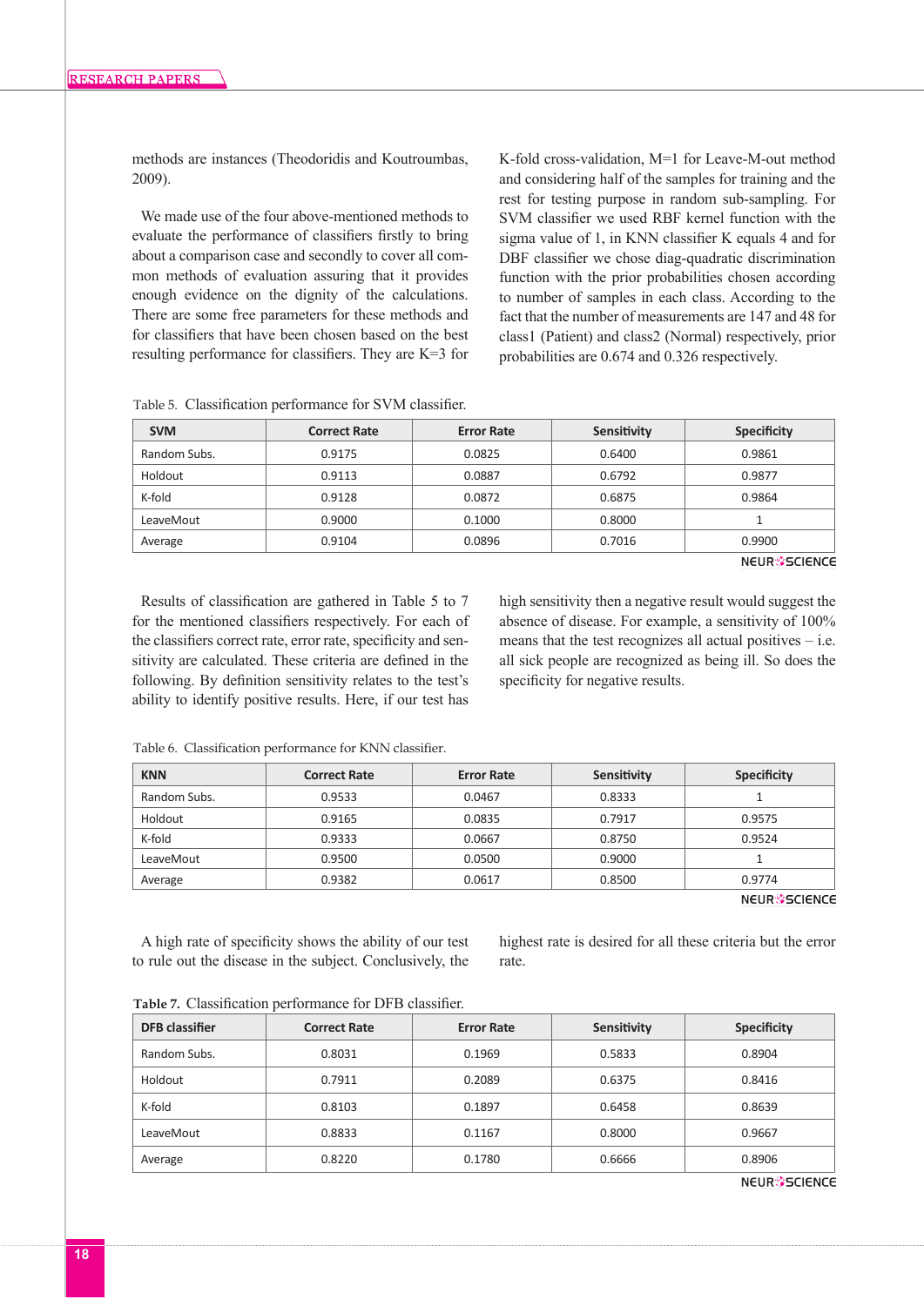methods are instances (Theodoridis and Koutroumbas, 2009).

We made use of the four above-mentioned methods to evaluate the performance of classifiers firstly to bring about a comparison case and secondly to cover all common methods of evaluation assuring that it provides enough evidence on the dignity of the calculations. There are some free parameters for these methods and for classifiers that have been chosen based on the best resulting performance for classifiers. They are K=3 for K-fold cross-validation, M=1 for Leave-M-out method and considering half of the samples for training and the rest for testing purpose in random sub-sampling. For SVM classifier we used RBF kernel function with the sigma value of 1, in KNN classifier K equals 4 and for DBF classifier we chose diag-quadratic discrimination function with the prior probabilities chosen according to number of samples in each class. According to the fact that the number of measurements are 147 and 48 for class1 (Patient) and class2 (Normal) respectively, prior probabilities are 0.674 and 0.326 respectively.

Table 5. Classification performance for SVM classifier.

| SVM | Correct Rate | Error Rate | Sensitivity | Specificity |
|---|---|---|---|---|
| Random Subs. | 0.9175 | 0.0825 | 0.6400 | 0.9861 |
| Holdout | 0.9113 | 0.0887 | 0.6792 | 0.9877 |
| K-fold | 0.9128 | 0.0872 | 0.6875 | 0.9864 |
| LeaveMout | 0.9000 | 0.1000 | 0.8000 | 1 |
| Average | 0.9104 | 0.0896 | 0.7016 | 0.9900 |

Results of classification are gathered in Table 5 to 7 for the mentioned classifiers respectively. For each of the classifiers correct rate, error rate, specificity and sensitivity are calculated. These criteria are defined in the following. By definition sensitivity relates to the test's ability to identify positive results. Here, if our test has high sensitivity then a negative result would suggest the absence of disease. For example, a sensitivity of 100% means that the test recognizes all actual positives – i.e. all sick people are recognized as being ill. So does the specificity for negative results.

Table 6. Classification performance for KNN classifier.

| KNN | Correct Rate | Error Rate | Sensitivity | Specificity |
|---|---|---|---|---|
| Random Subs. | 0.9533 | 0.0467 | 0.8333 | 1 |
| Holdout | 0.9165 | 0.0835 | 0.7917 | 0.9575 |
| K-fold | 0.9333 | 0.0667 | 0.8750 | 0.9524 |
| LeaveMout | 0.9500 | 0.0500 | 0.9000 | 1 |
| Average | 0.9382 | 0.0617 | 0.8500 | 0.9774 |

A high rate of specificity shows the ability of our test to rule out the disease in the subject. Conclusively, the highest rate is desired for all these criteria but the error rate.

**Table 7.** Classification performance for DFB classifier.

| DFB classifier | Correct Rate | Error Rate | Sensitivity | Specificity |
|---|---|---|---|---|
| Random Subs. | 0.8031 | 0.1969 | 0.5833 | 0.8904 |
| Holdout | 0.7911 | 0.2089 | 0.6375 | 0.8416 |
| K-fold | 0.8103 | 0.1897 | 0.6458 | 0.8639 |
| LeaveMout | 0.8833 | 0.1167 | 0.8000 | 0.9667 |
| Average | 0.8220 | 0.1780 | 0.6666 | 0.8906 |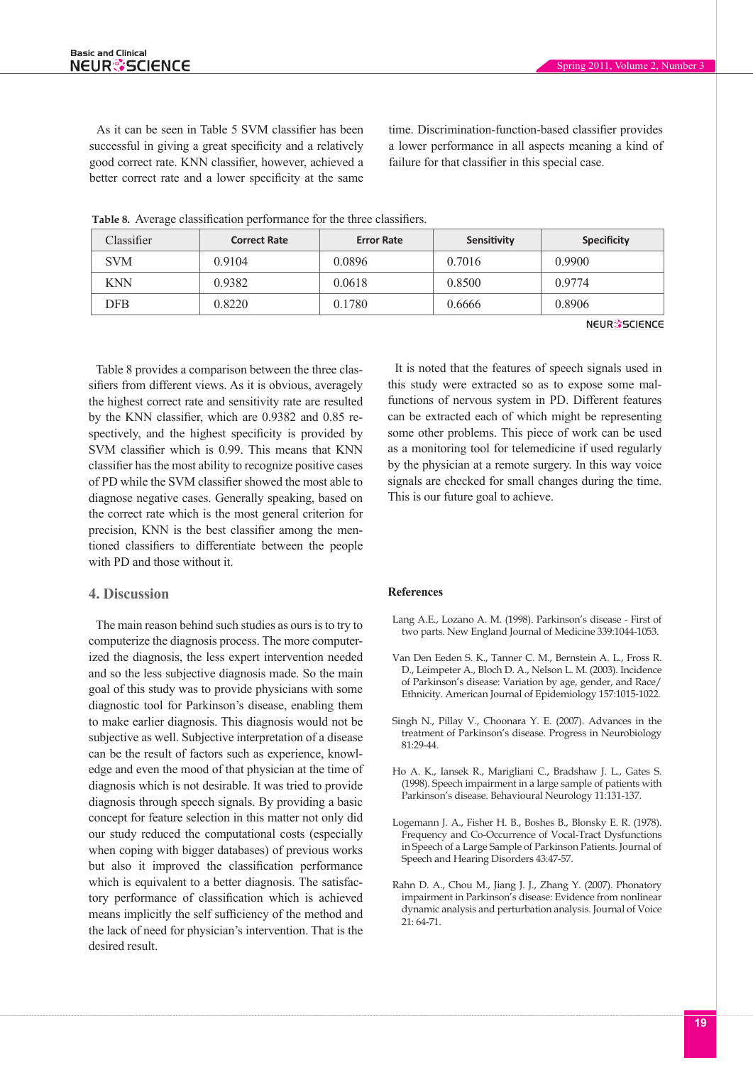As it can be seen in Table 5 SVM classifier has been successful in giving a great specificity and a relatively good correct rate. KNN classifier, however, achieved a better correct rate and a lower specificity at the same time. Discrimination-function-based classifier provides a lower performance in all aspects meaning a kind of failure for that classifier in this special case.

**Table 8.** Average classification performance for the three classifiers.

| Classifier | Correct Rate | Error Rate | Sensitivity | Specificity |
|---|---|---|---|---|
| SVM | 0.9104 | 0.0896 | 0.7016 | 0.9900 |
| KNN | 0.9382 | 0.0618 | 0.8500 | 0.9774 |
| DFB | 0.8220 | 0.1780 | 0.6666 | 0.8906 |

Table 8 provides a comparison between the three classifiers from different views. As it is obvious, averagely the highest correct rate and sensitivity rate are resulted by the KNN classifier, which are 0.9382 and 0.85 respectively, and the highest specificity is provided by SVM classifier which is 0.99. This means that KNN classifier has the most ability to recognize positive cases of PD while the SVM classifier showed the most able to diagnose negative cases. Generally speaking, based on the correct rate which is the most general criterion for precision, KNN is the best classifier among the mentioned classifiers to differentiate between the people with PD and those without it.

## 4. Discussion

The main reason behind such studies as ours is to try to computerize the diagnosis process. The more computerized the diagnosis, the less expert intervention needed and so the less subjective diagnosis made. So the main goal of this study was to provide physicians with some diagnostic tool for Parkinson's disease, enabling them to make earlier diagnosis. This diagnosis would not be subjective as well. Subjective interpretation of a disease can be the result of factors such as experience, knowledge and even the mood of that physician at the time of diagnosis which is not desirable. It was tried to provide diagnosis through speech signals. By providing a basic concept for feature selection in this matter not only did our study reduced the computational costs (especially when coping with bigger databases) of previous works but also it improved the classification performance which is equivalent to a better diagnosis. The satisfactory performance of classification which is achieved means implicitly the self sufficiency of the method and the lack of need for physician's intervention. That is the desired result.

It is noted that the features of speech signals used in this study were extracted so as to expose some malfunctions of nervous system in PD. Different features can be extracted each of which might be representing some other problems. This piece of work can be used as a monitoring tool for telemedicine if used regularly by the physician at a remote surgery. In this way voice signals are checked for small changes during the time. This is our future goal to achieve.

### References

Lang A.E., Lozano A. M. (1998). Parkinson's disease - First of two parts. New England Journal of Medicine 339:1044-1053.

Van Den Eeden S. K., Tanner C. M., Bernstein A. L., Fross R. D., Leimpeter A., Bloch D. A., Nelson L. M. (2003). Incidence of Parkinson's disease: Variation by age, gender, and Race/Ethnicity. American Journal of Epidemiology 157:1015-1022.

Singh N., Pillay V., Choonara Y. E. (2007). Advances in the treatment of Parkinson's disease. Progress in Neurobiology 81:29-44.

Ho A. K., Iansek R., Marigliani C., Bradshaw J. L., Gates S. (1998). Speech impairment in a large sample of patients with Parkinson's disease. Behavioural Neurology 11:131-137.

Logemann J. A., Fisher H. B., Boshes B., Blonsky E. R. (1978). Frequency and Co-Occurrence of Vocal-Tract Dysfunctions in Speech of a Large Sample of Parkinson Patients. Journal of Speech and Hearing Disorders 43:47-57.

Rahn D. A., Chou M., Jiang J. J., Zhang Y. (2007). Phonatory impairment in Parkinson's disease: Evidence from nonlinear dynamic analysis and perturbation analysis. Journal of Voice 21: 64-71.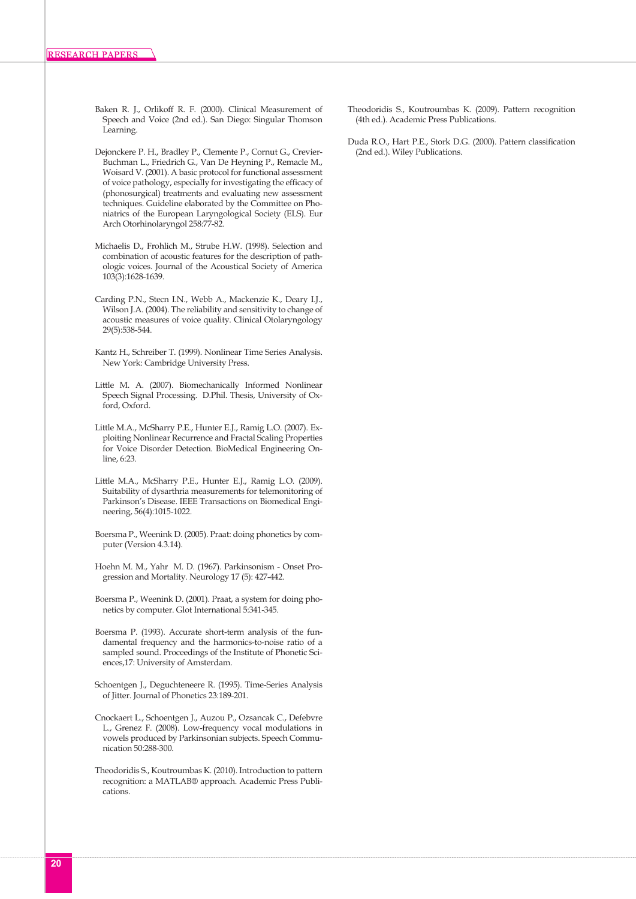Baken R. J., Orlikoff R. F. (2000). Clinical Measurement of Speech and Voice (2nd ed.). San Diego: Singular Thomson Learning.

Dejonckere P. H., Bradley P., Clemente P., Cornut G., Crevier-Buchman L., Friedrich G., Van De Heyning P., Remacle M., Woisard V. (2001). A basic protocol for functional assessment of voice pathology, especially for investigating the efficacy of (phonosurgical) treatments and evaluating new assessment techniques. Guideline elaborated by the Committee on Phoniatrics of the European Laryngological Society (ELS). Eur Arch Otorhinolaryngol 258:77-82.

Michaelis D., Frohlich M., Strube H.W. (1998). Selection and combination of acoustic features for the description of pathologic voices. Journal of the Acoustical Society of America 103(3):1628-1639.

Carding P.N., Stecn I.N., Webb A., Mackenzie K., Deary I.J., Wilson J.A. (2004). The reliability and sensitivity to change of acoustic measures of voice quality. Clinical Otolaryngology 29(5):538-544.

Kantz H., Schreiber T. (1999). Nonlinear Time Series Analysis. New York: Cambridge University Press.

Little M. A. (2007). Biomechanically Informed Nonlinear Speech Signal Processing. D.Phil. Thesis, University of Oxford, Oxford.

Little M.A., McSharry P.E., Hunter E.J., Ramig L.O. (2007). Exploiting Nonlinear Recurrence and Fractal Scaling Properties for Voice Disorder Detection. BioMedical Engineering Online, 6:23.

Little M.A., McSharry P.E., Hunter E.J., Ramig L.O. (2009). Suitability of dysarthria measurements for telemonitoring of Parkinson's Disease. IEEE Transactions on Biomedical Engineering, 56(4):1015-1022.

Boersma P., Weenink D. (2005). Praat: doing phonetics by computer (Version 4.3.14).

Hoehn M. M., Yahr M. D. (1967). Parkinsonism - Onset Progression and Mortality. Neurology 17 (5): 427-442.

Boersma P., Weenink D. (2001). Praat, a system for doing phonetics by computer. Glot International 5:341-345.

Boersma P. (1993). Accurate short-term analysis of the fundamental frequency and the harmonics-to-noise ratio of a sampled sound. Proceedings of the Institute of Phonetic Sciences,17: University of Amsterdam.

Schoentgen J., Deguchteneere R. (1995). Time-Series Analysis of Jitter. Journal of Phonetics 23:189-201.

Cnockaert L., Schoentgen J., Auzou P., Ozsancak C., Defebvre L., Grenez F. (2008). Low-frequency vocal modulations in vowels produced by Parkinsonian subjects. Speech Communication 50:288-300.

Theodoridis S., Koutroumbas K. (2010). Introduction to pattern recognition: a MATLAB® approach. Academic Press Publications.

Theodoridis S., Koutroumbas K. (2009). Pattern recognition (4th ed.). Academic Press Publications.

Duda R.O., Hart P.E., Stork D.G. (2000). Pattern classification (2nd ed.). Wiley Publications.